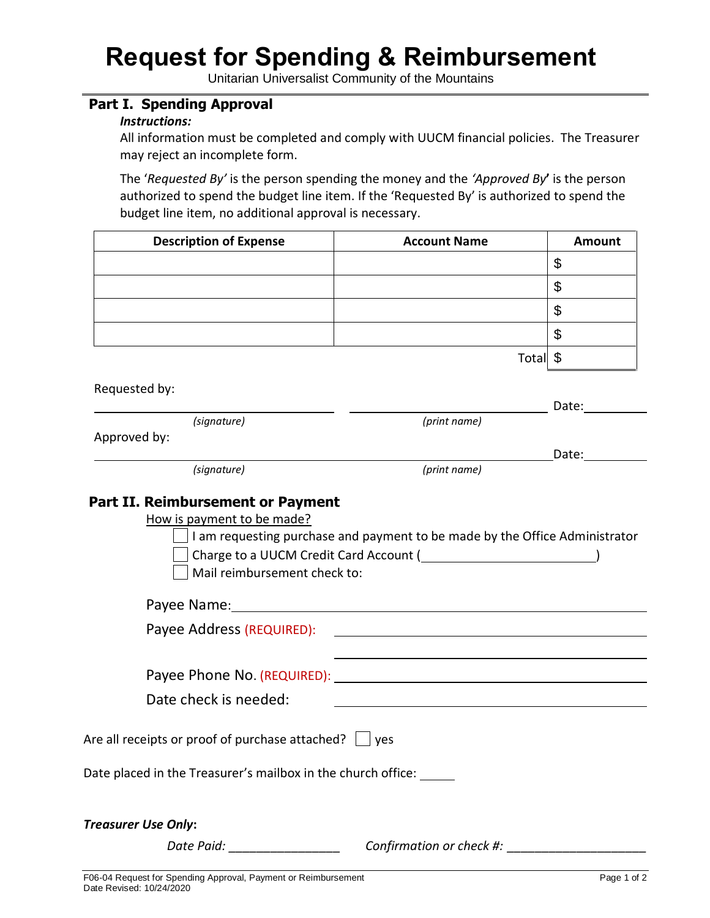# Request for Spending & Reimbursement

Unitarian Universalist Community of the Mountains

## Part I. Spending Approval

***Instructions:***

All information must be completed and comply with UUCM financial policies. The Treasurer may reject an incomplete form.

The '*Requested By'* is the person spending the money and the *'Approved By'* is the person authorized to spend the budget line item. If the 'Requested By' is authorized to spend the budget line item, no additional approval is necessary.

| Description of Expense | Account Name | Amount |
|---|---|---|
| | | $ |
| | | $ |
| | | $ |
| | | $ |
| | Total | $ |

Requested by:

______________________ (*signature*) ______________________ (*print name*) Date: ________

Approved by:

______________________ (*signature*) ______________________ (*print name*) Date: ________

## Part II. Reimbursement or Payment

How is payment to be made?

- ☐ I am requesting purchase and payment to be made by the Office Administrator
- ☐ Charge to a UUCM Credit Card Account (________________________)
- ☐ Mail reimbursement check to:

Payee Name: ______________________

Payee Address (REQUIRED): ______________________

______________________

Payee Phone No. (REQUIRED): ______________________

Date check is needed: ______________________

Are all receipts or proof of purchase attached? ☐ yes

Date placed in the Treasurer's mailbox in the church office: _____

***Treasurer Use Only*:**

*Date Paid:* ________________ *Confirmation or check #:* ____________________

F06-04 Request for Spending Approval, Payment or Reimbursement
Date Revised: 10/24/2020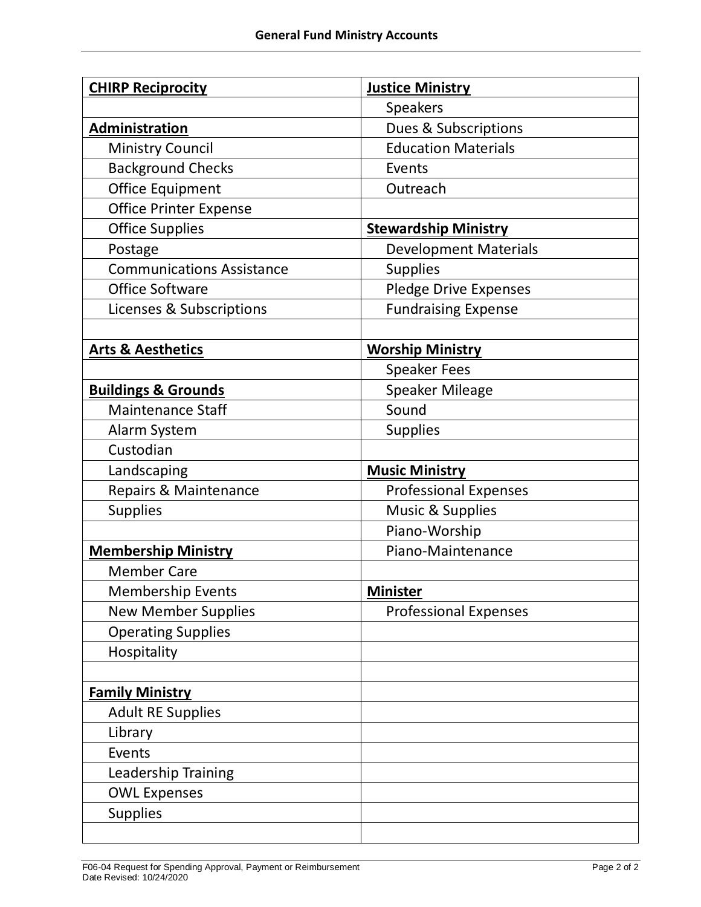## General Fund Ministry Accounts

| | |
|---|---|
| **CHIRP Reciprocity** | **Justice Ministry** |
| | Speakers |
| **Administration** | Dues & Subscriptions |
| Ministry Council | Education Materials |
| Background Checks | Events |
| Office Equipment | Outreach |
| Office Printer Expense | |
| Office Supplies | **Stewardship Ministry** |
| Postage | Development Materials |
| Communications Assistance | Supplies |
| Office Software | Pledge Drive Expenses |
| Licenses & Subscriptions | Fundraising Expense |
| | |
| **Arts & Aesthetics** | **Worship Ministry** |
| | Speaker Fees |
| **Buildings & Grounds** | Speaker Mileage |
| Maintenance Staff | Sound |
| Alarm System | Supplies |
| Custodian | |
| Landscaping | **Music Ministry** |
| Repairs & Maintenance | Professional Expenses |
| Supplies | Music & Supplies |
| | Piano-Worship |
| **Membership Ministry** | Piano-Maintenance |
| Member Care | |
| Membership Events | **Minister** |
| New Member Supplies | Professional Expenses |
| Operating Supplies | |
| Hospitality | |
| | |
| **Family Ministry** | |
| Adult RE Supplies | |
| Library | |
| Events | |
| Leadership Training | |
| OWL Expenses | |
| Supplies | |
| | |

F06-04 Request for Spending Approval, Payment or Reimbursement
Date Revised: 10/24/2020